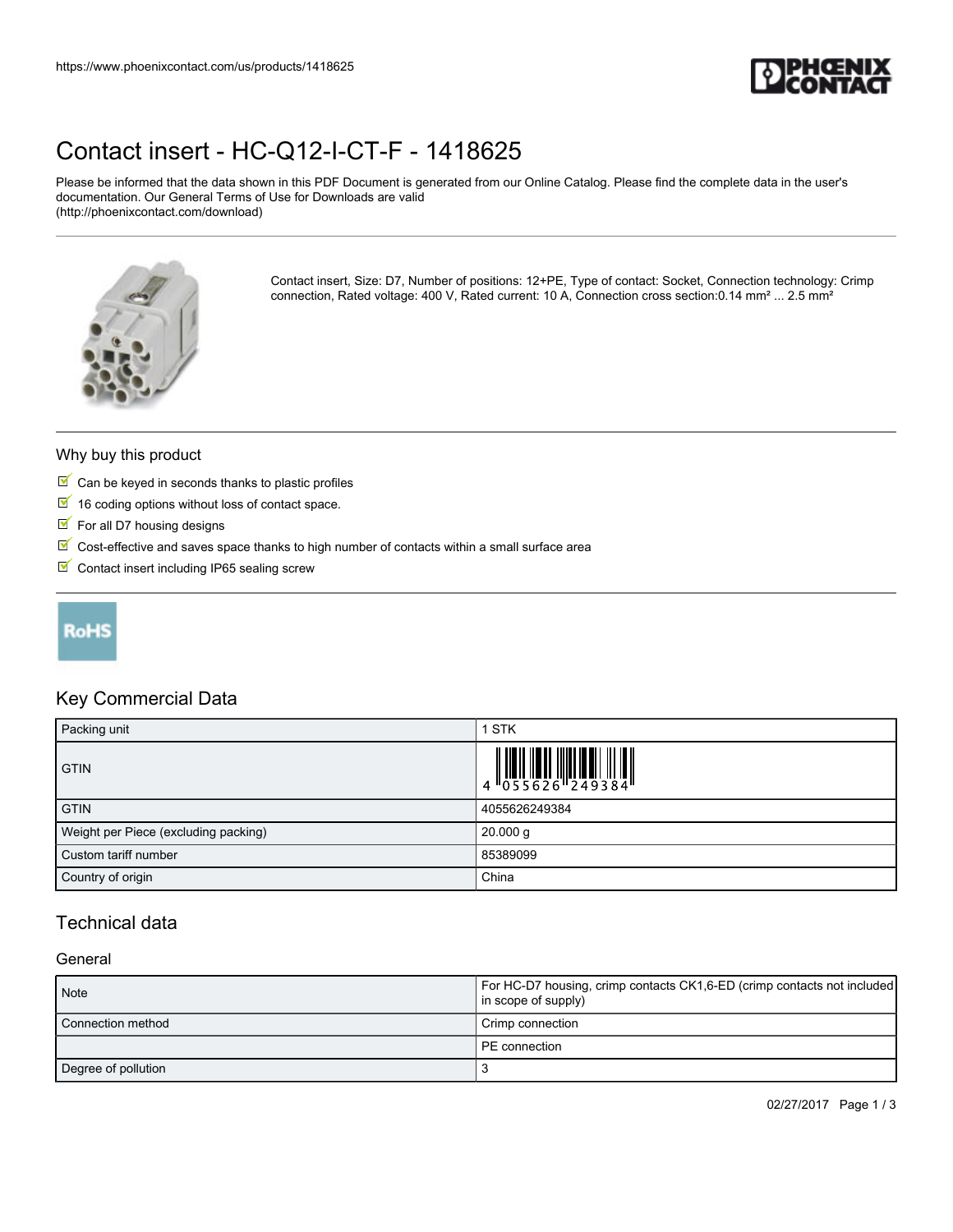https://www.phoenixcontact.com/us/products/1418625

# Contact insert - HC-Q12-I-CT-F - 1418625

Please be informed that the data shown in this PDF Document is generated from our Online Catalog. Please find the complete data in the user's documentation. Our General Terms of Use for Downloads are valid (http://phoenixcontact.com/download)

Contact insert, Size: D7, Number of positions: 12+PE, Type of contact: Socket, Connection technology: Crimp connection, Rated voltage: 400 V, Rated current: 10 A, Connection cross section:0.14 mm² ... 2.5 mm²

## Why buy this product

- Can be keyed in seconds thanks to plastic profiles
- 16 coding options without loss of contact space.
- For all D7 housing designs
- Cost-effective and saves space thanks to high number of contacts within a small surface area
- Contact insert including IP65 sealing screw

RoHS

## Key Commercial Data

| | |
|---|---|
| Packing unit | 1 STK |
| GTIN | 4 055626 249384 |
| GTIN | 4055626249384 |
| Weight per Piece (excluding packing) | 20.000 g |
| Custom tariff number | 85389099 |
| Country of origin | China |

## Technical data

### General

| | |
|---|---|
| Note | For HC-D7 housing, crimp contacts CK1,6-ED (crimp contacts not included in scope of supply) |
| Connection method | Crimp connection |
| | PE connection |
| Degree of pollution | 3 |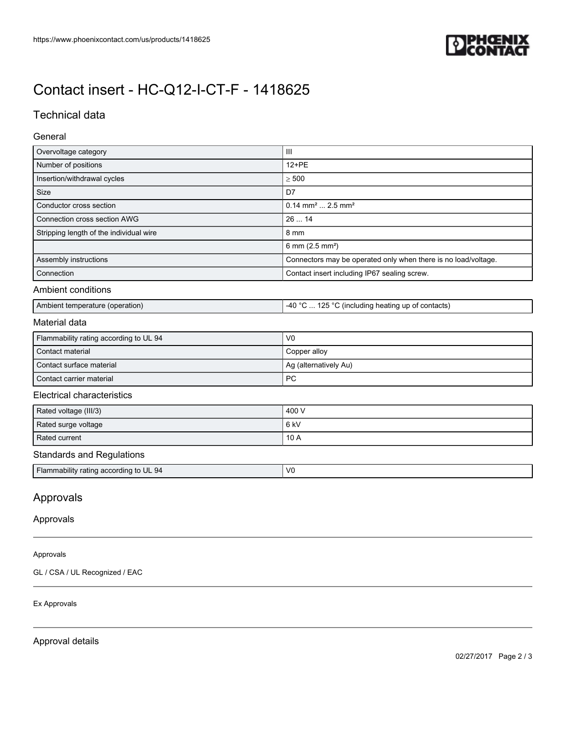# Contact insert - HC-Q12-I-CT-F - 1418625

## Technical data

### General

| | |
|---|---|
| Overvoltage category | III |
| Number of positions | 12+PE |
| Insertion/withdrawal cycles | ≥ 500 |
| Size | D7 |
| Conductor cross section | 0.14 mm² ... 2.5 mm² |
| Connection cross section AWG | 26 ... 14 |
| Stripping length of the individual wire | 8 mm |
| | 6 mm (2.5 mm²) |
| Assembly instructions | Connectors may be operated only when there is no load/voltage. |
| Connection | Contact insert including IP67 sealing screw. |

### Ambient conditions

| | |
|---|---|
| Ambient temperature (operation) | -40 °C ... 125 °C (including heating up of contacts) |

### Material data

| | |
|---|---|
| Flammability rating according to UL 94 | V0 |
| Contact material | Copper alloy |
| Contact surface material | Ag (alternatively Au) |
| Contact carrier material | PC |

### Electrical characteristics

| | |
|---|---|
| Rated voltage (III/3) | 400 V |
| Rated surge voltage | 6 kV |
| Rated current | 10 A |

### Standards and Regulations

| | |
|---|---|
| Flammability rating according to UL 94 | V0 |

## Approvals

### Approvals

Approvals

GL / CSA / UL Recognized / EAC

Ex Approvals

### Approval details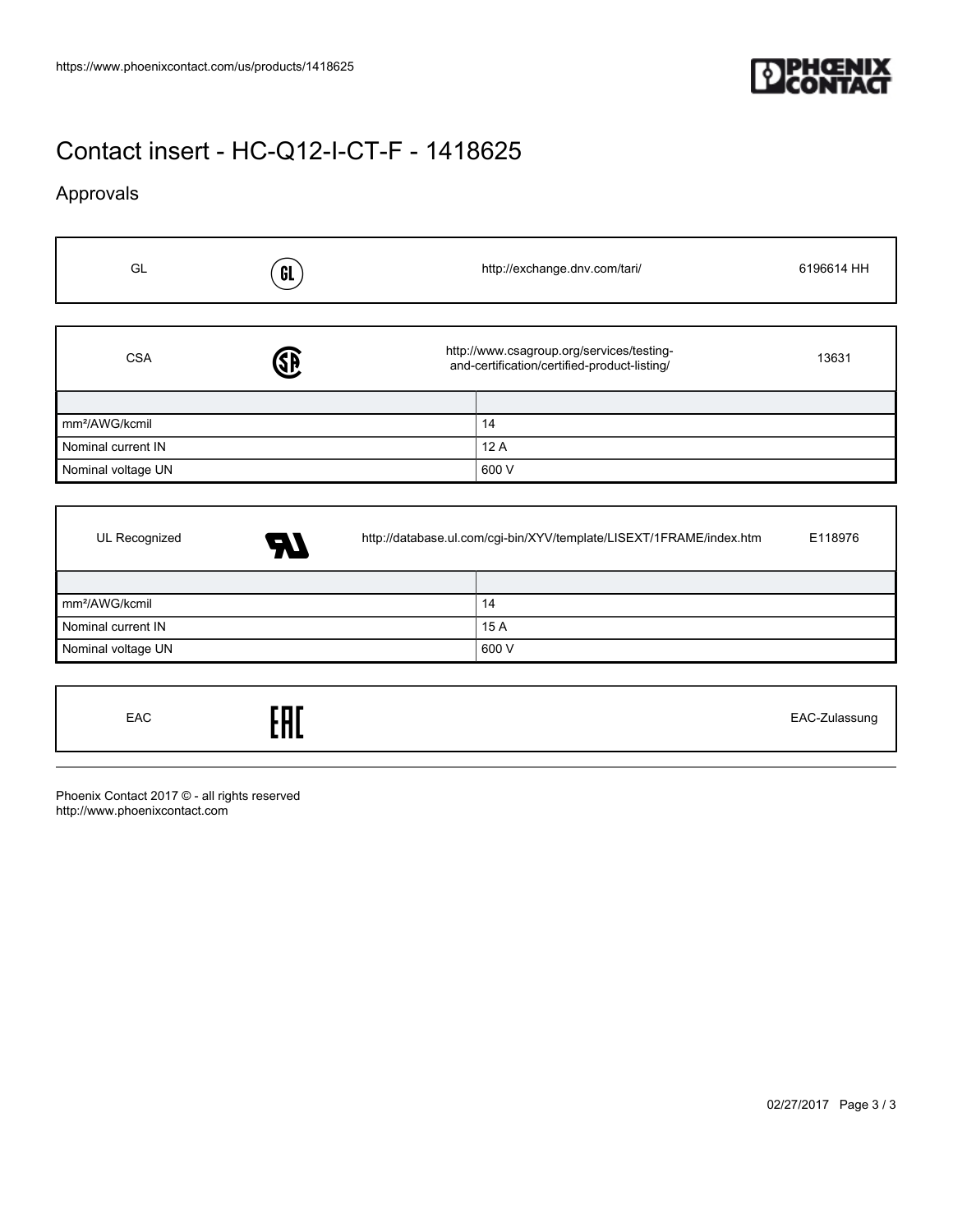# Contact insert - HC-Q12-I-CT-F - 1418625

## Approvals

| | | | |
|---|---|---|---|
| GL | | http://exchange.dnv.com/tari/ | 6196614 HH |

| | | | |
|---|---|---|---|
| CSA | | http://www.csagroup.org/services/testing-and-certification/certified-product-listing/ | 13631 |

| | |
|---|---|
| mm²/AWG/kcmil | 14 |
| Nominal current IN | 12 A |
| Nominal voltage UN | 600 V |

| | | | |
|---|---|---|---|
| UL Recognized | | http://database.ul.com/cgi-bin/XYV/template/LISEXT/1FRAME/index.htm | E118976 |

| | |
|---|---|
| mm²/AWG/kcmil | 14 |
| Nominal current IN | 15 A |
| Nominal voltage UN | 600 V |

| | | |
|---|---|---|
| EAC | | EAC-Zulassung |

Phoenix Contact 2017 © - all rights reserved
http://www.phoenixcontact.com